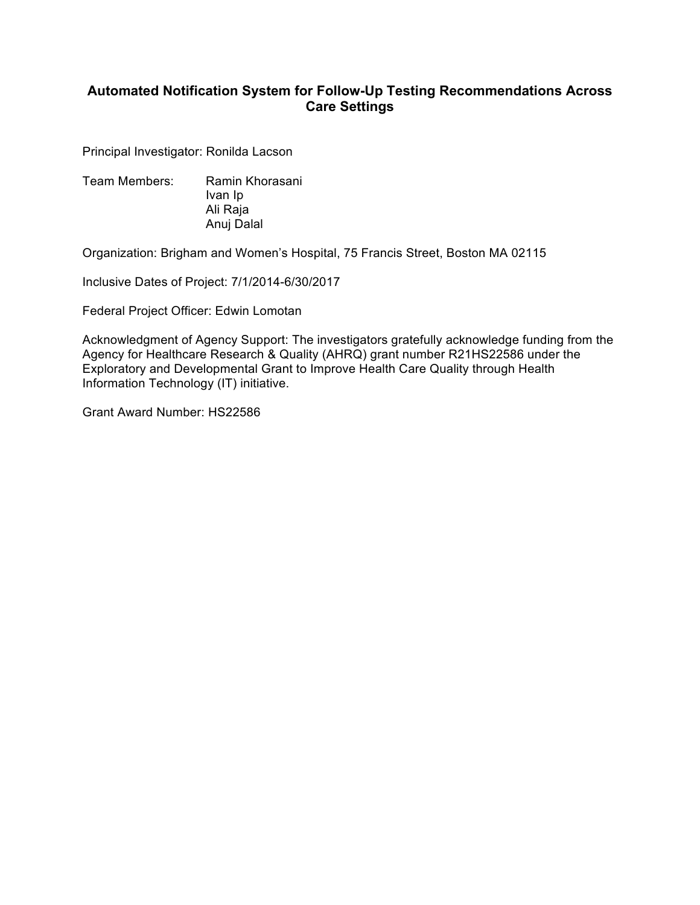# Automated Notification System for Follow-Up Testing Recommendations Across Care Settings

Principal Investigator: Ronilda Lacson

Team Members: Ramin Khorasani
Ivan Ip
Ali Raja
Anuj Dalal

Organization: Brigham and Women's Hospital, 75 Francis Street, Boston MA 02115

Inclusive Dates of Project: 7/1/2014-6/30/2017

Federal Project Officer: Edwin Lomotan

Acknowledgment of Agency Support: The investigators gratefully acknowledge funding from the Agency for Healthcare Research & Quality (AHRQ) grant number R21HS22586 under the Exploratory and Developmental Grant to Improve Health Care Quality through Health Information Technology (IT) initiative.

Grant Award Number: HS22586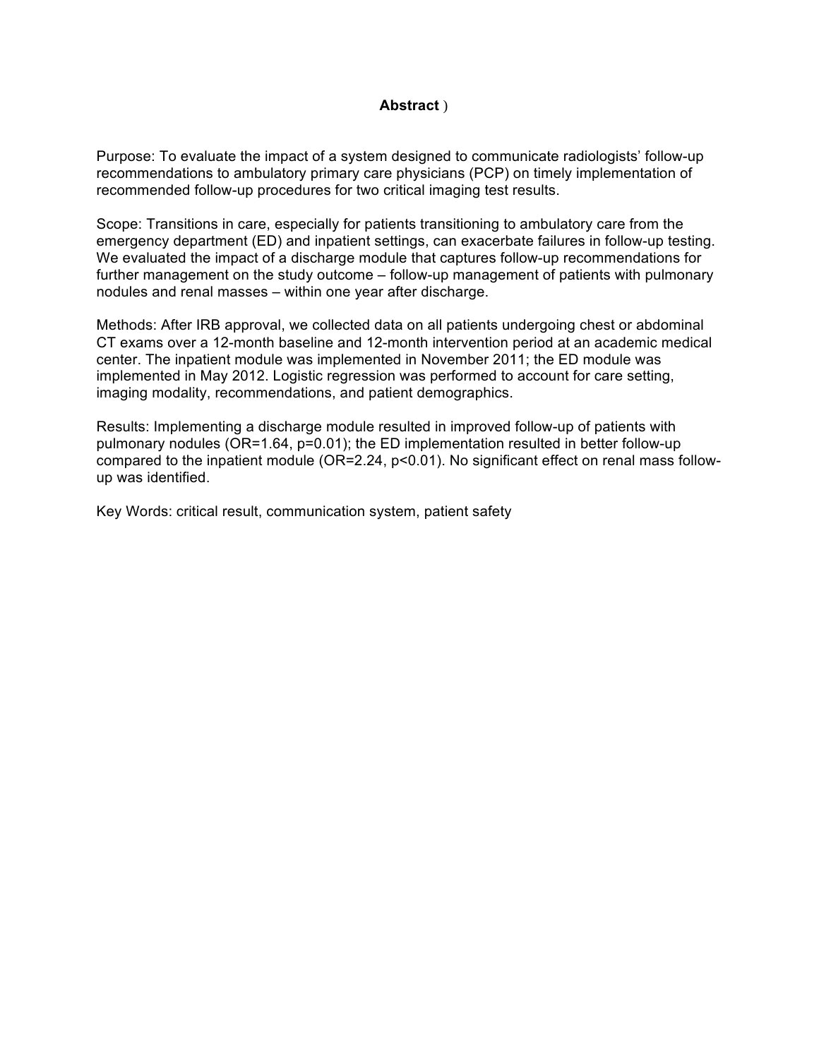## Abstract )

Purpose: To evaluate the impact of a system designed to communicate radiologists' follow-up recommendations to ambulatory primary care physicians (PCP) on timely implementation of recommended follow-up procedures for two critical imaging test results.

Scope: Transitions in care, especially for patients transitioning to ambulatory care from the emergency department (ED) and inpatient settings, can exacerbate failures in follow-up testing. We evaluated the impact of a discharge module that captures follow-up recommendations for further management on the study outcome – follow-up management of patients with pulmonary nodules and renal masses – within one year after discharge.

Methods: After IRB approval, we collected data on all patients undergoing chest or abdominal CT exams over a 12-month baseline and 12-month intervention period at an academic medical center. The inpatient module was implemented in November 2011; the ED module was implemented in May 2012. Logistic regression was performed to account for care setting, imaging modality, recommendations, and patient demographics.

Results: Implementing a discharge module resulted in improved follow-up of patients with pulmonary nodules (OR=1.64, $p=0.01$); the ED implementation resulted in better follow-up compared to the inpatient module (OR=2.24, $p<0.01$). No significant effect on renal mass follow-up was identified.

Key Words: critical result, communication system, patient safety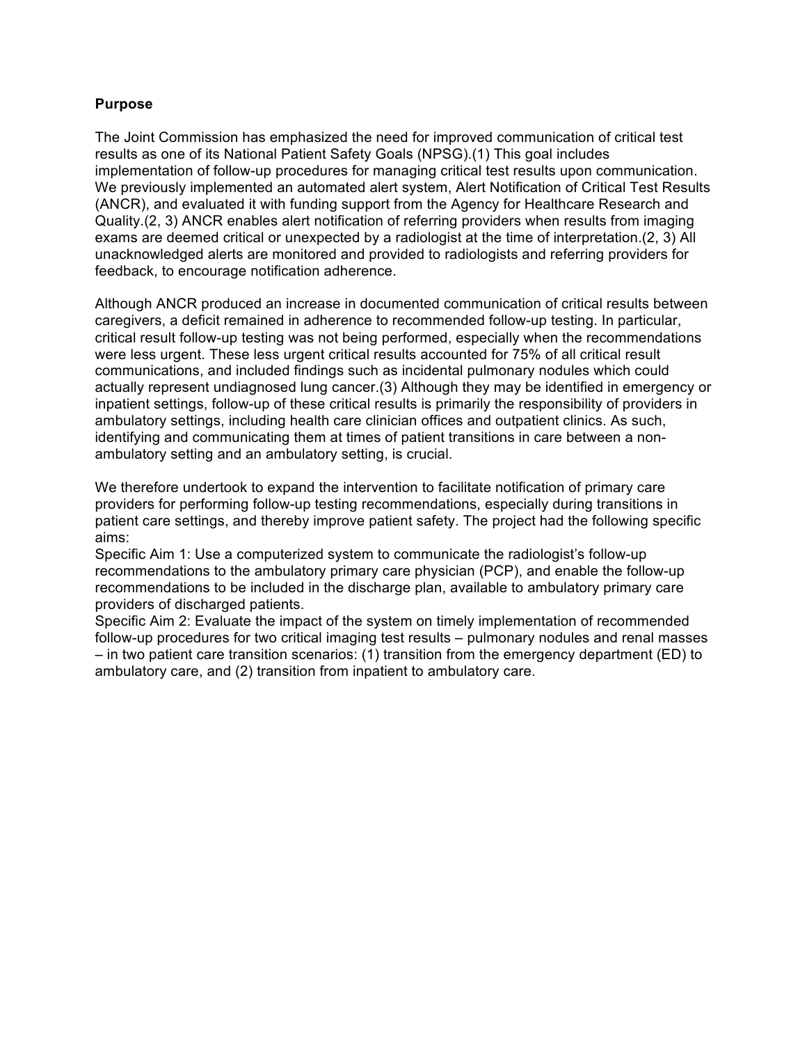**Purpose**

The Joint Commission has emphasized the need for improved communication of critical test results as one of its National Patient Safety Goals (NPSG).(1) This goal includes implementation of follow-up procedures for managing critical test results upon communication. We previously implemented an automated alert system, Alert Notification of Critical Test Results (ANCR), and evaluated it with funding support from the Agency for Healthcare Research and Quality.(2, 3) ANCR enables alert notification of referring providers when results from imaging exams are deemed critical or unexpected by a radiologist at the time of interpretation.(2, 3) All unacknowledged alerts are monitored and provided to radiologists and referring providers for feedback, to encourage notification adherence.

Although ANCR produced an increase in documented communication of critical results between caregivers, a deficit remained in adherence to recommended follow-up testing. In particular, critical result follow-up testing was not being performed, especially when the recommendations were less urgent. These less urgent critical results accounted for 75% of all critical result communications, and included findings such as incidental pulmonary nodules which could actually represent undiagnosed lung cancer.(3) Although they may be identified in emergency or inpatient settings, follow-up of these critical results is primarily the responsibility of providers in ambulatory settings, including health care clinician offices and outpatient clinics. As such, identifying and communicating them at times of patient transitions in care between a non-ambulatory setting and an ambulatory setting, is crucial.

We therefore undertook to expand the intervention to facilitate notification of primary care providers for performing follow-up testing recommendations, especially during transitions in patient care settings, and thereby improve patient safety. The project had the following specific aims:

Specific Aim 1: Use a computerized system to communicate the radiologist's follow-up recommendations to the ambulatory primary care physician (PCP), and enable the follow-up recommendations to be included in the discharge plan, available to ambulatory primary care providers of discharged patients.

Specific Aim 2: Evaluate the impact of the system on timely implementation of recommended follow-up procedures for two critical imaging test results – pulmonary nodules and renal masses – in two patient care transition scenarios: (1) transition from the emergency department (ED) to ambulatory care, and (2) transition from inpatient to ambulatory care.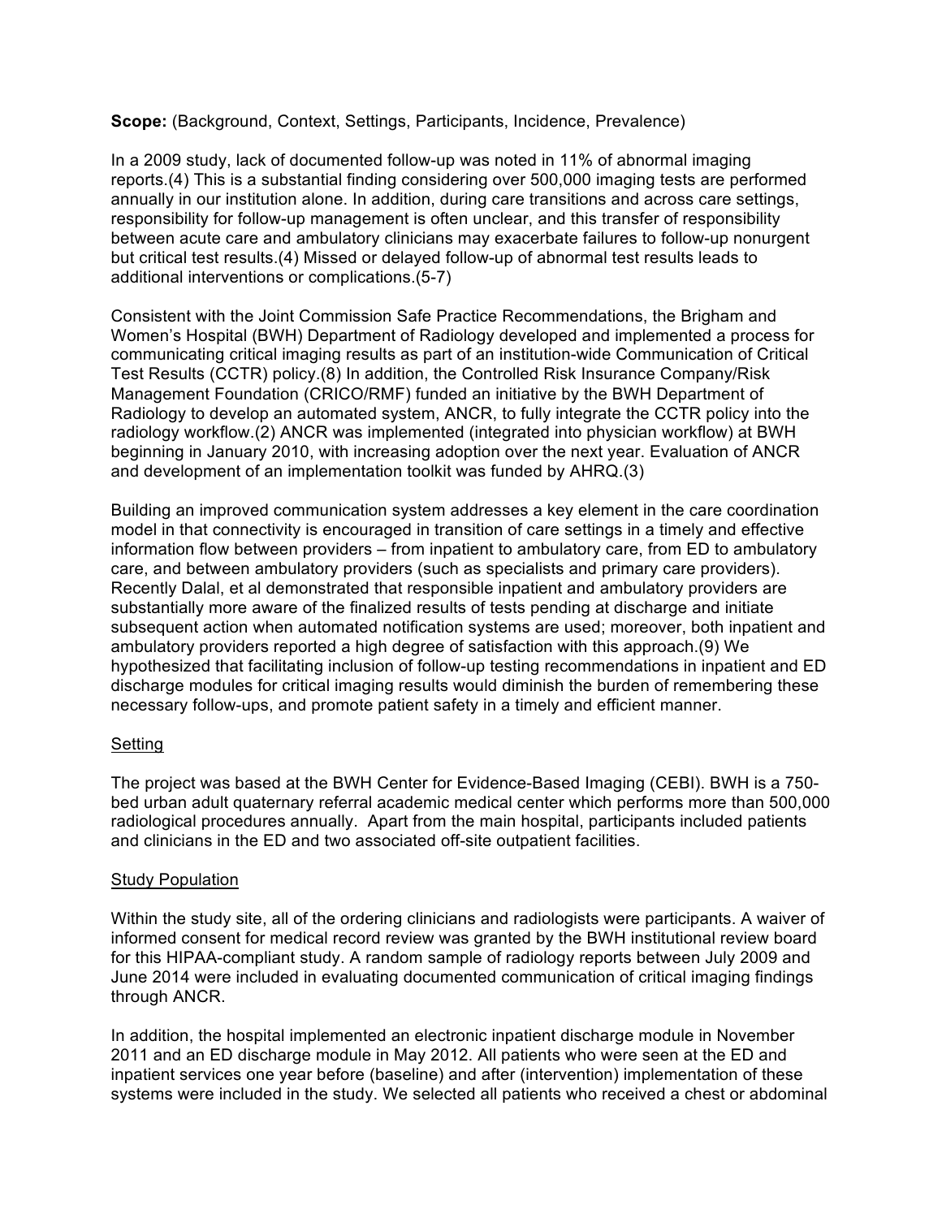**Scope:** (Background, Context, Settings, Participants, Incidence, Prevalence)

In a 2009 study, lack of documented follow-up was noted in 11% of abnormal imaging reports.(4) This is a substantial finding considering over 500,000 imaging tests are performed annually in our institution alone. In addition, during care transitions and across care settings, responsibility for follow-up management is often unclear, and this transfer of responsibility between acute care and ambulatory clinicians may exacerbate failures to follow-up nonurgent but critical test results.(4) Missed or delayed follow-up of abnormal test results leads to additional interventions or complications.(5-7)

Consistent with the Joint Commission Safe Practice Recommendations, the Brigham and Women's Hospital (BWH) Department of Radiology developed and implemented a process for communicating critical imaging results as part of an institution-wide Communication of Critical Test Results (CCTR) policy.(8) In addition, the Controlled Risk Insurance Company/Risk Management Foundation (CRICO/RMF) funded an initiative by the BWH Department of Radiology to develop an automated system, ANCR, to fully integrate the CCTR policy into the radiology workflow.(2) ANCR was implemented (integrated into physician workflow) at BWH beginning in January 2010, with increasing adoption over the next year. Evaluation of ANCR and development of an implementation toolkit was funded by AHRQ.(3)

Building an improved communication system addresses a key element in the care coordination model in that connectivity is encouraged in transition of care settings in a timely and effective information flow between providers – from inpatient to ambulatory care, from ED to ambulatory care, and between ambulatory providers (such as specialists and primary care providers). Recently Dalal, et al demonstrated that responsible inpatient and ambulatory providers are substantially more aware of the finalized results of tests pending at discharge and initiate subsequent action when automated notification systems are used; moreover, both inpatient and ambulatory providers reported a high degree of satisfaction with this approach.(9) We hypothesized that facilitating inclusion of follow-up testing recommendations in inpatient and ED discharge modules for critical imaging results would diminish the burden of remembering these necessary follow-ups, and promote patient safety in a timely and efficient manner.

Setting

The project was based at the BWH Center for Evidence-Based Imaging (CEBI). BWH is a 750-bed urban adult quaternary referral academic medical center which performs more than 500,000 radiological procedures annually. Apart from the main hospital, participants included patients and clinicians in the ED and two associated off-site outpatient facilities.

Study Population

Within the study site, all of the ordering clinicians and radiologists were participants. A waiver of informed consent for medical record review was granted by the BWH institutional review board for this HIPAA-compliant study. A random sample of radiology reports between July 2009 and June 2014 were included in evaluating documented communication of critical imaging findings through ANCR.

In addition, the hospital implemented an electronic inpatient discharge module in November 2011 and an ED discharge module in May 2012. All patients who were seen at the ED and inpatient services one year before (baseline) and after (intervention) implementation of these systems were included in the study. We selected all patients who received a chest or abdominal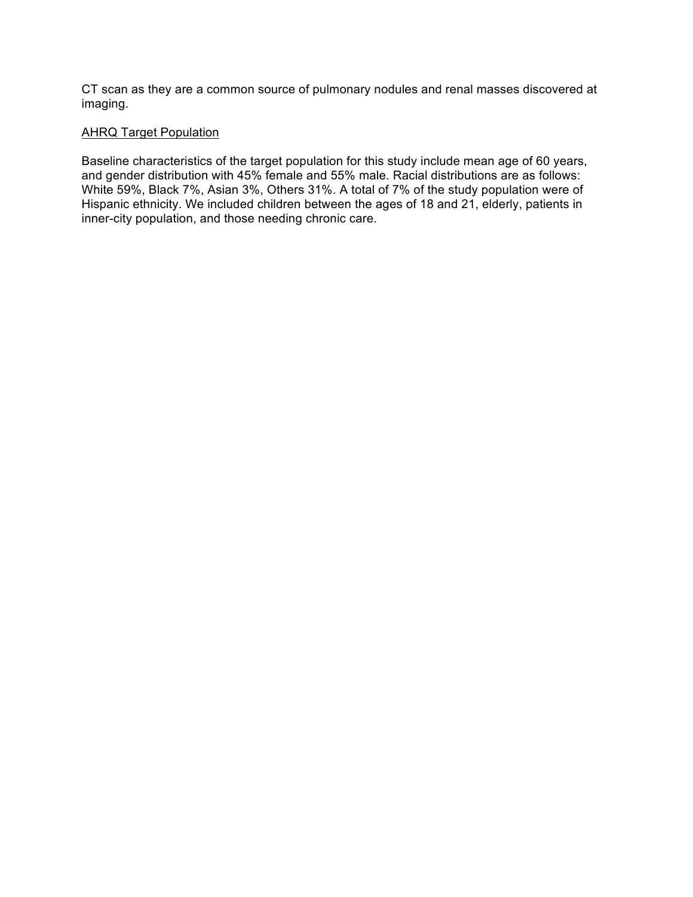CT scan as they are a common source of pulmonary nodules and renal masses discovered at imaging.

<u>AHRQ Target Population</u>

Baseline characteristics of the target population for this study include mean age of 60 years, and gender distribution with 45% female and 55% male. Racial distributions are as follows: White 59%, Black 7%, Asian 3%, Others 31%. A total of 7% of the study population were of Hispanic ethnicity. We included children between the ages of 18 and 21, elderly, patients in inner-city population, and those needing chronic care.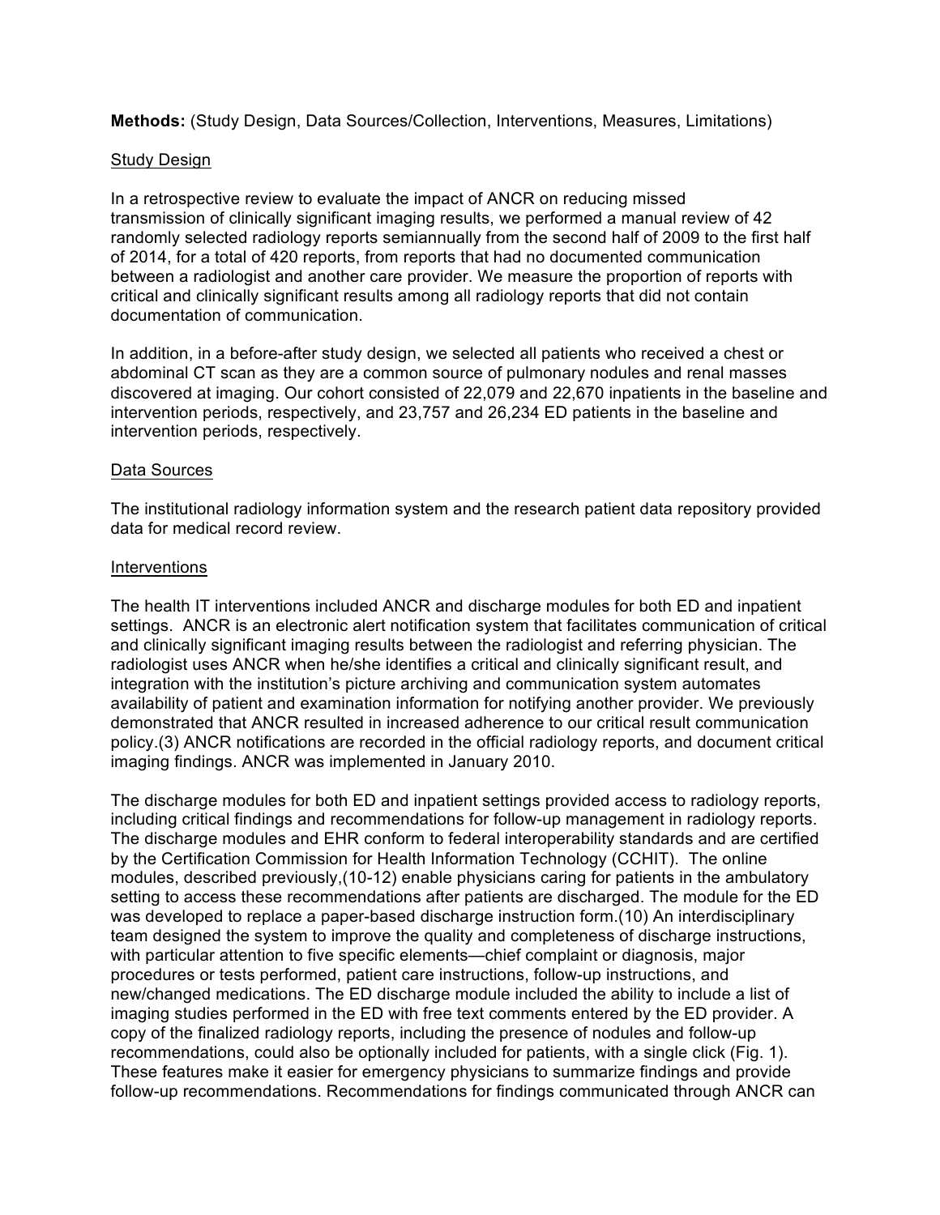**Methods:** (Study Design, Data Sources/Collection, Interventions, Measures, Limitations)

Study Design

In a retrospective review to evaluate the impact of ANCR on reducing missed transmission of clinically significant imaging results, we performed a manual review of 42 randomly selected radiology reports semiannually from the second half of 2009 to the first half of 2014, for a total of 420 reports, from reports that had no documented communication between a radiologist and another care provider. We measure the proportion of reports with critical and clinically significant results among all radiology reports that did not contain documentation of communication.

In addition, in a before-after study design, we selected all patients who received a chest or abdominal CT scan as they are a common source of pulmonary nodules and renal masses discovered at imaging. Our cohort consisted of 22,079 and 22,670 inpatients in the baseline and intervention periods, respectively, and 23,757 and 26,234 ED patients in the baseline and intervention periods, respectively.

Data Sources

The institutional radiology information system and the research patient data repository provided data for medical record review.

Interventions

The health IT interventions included ANCR and discharge modules for both ED and inpatient settings. ANCR is an electronic alert notification system that facilitates communication of critical and clinically significant imaging results between the radiologist and referring physician. The radiologist uses ANCR when he/she identifies a critical and clinically significant result, and integration with the institution's picture archiving and communication system automates availability of patient and examination information for notifying another provider. We previously demonstrated that ANCR resulted in increased adherence to our critical result communication policy.(3) ANCR notifications are recorded in the official radiology reports, and document critical imaging findings. ANCR was implemented in January 2010.

The discharge modules for both ED and inpatient settings provided access to radiology reports, including critical findings and recommendations for follow-up management in radiology reports. The discharge modules and EHR conform to federal interoperability standards and are certified by the Certification Commission for Health Information Technology (CCHIT). The online modules, described previously,(10-12) enable physicians caring for patients in the ambulatory setting to access these recommendations after patients are discharged. The module for the ED was developed to replace a paper-based discharge instruction form.(10) An interdisciplinary team designed the system to improve the quality and completeness of discharge instructions, with particular attention to five specific elements—chief complaint or diagnosis, major procedures or tests performed, patient care instructions, follow-up instructions, and new/changed medications. The ED discharge module included the ability to include a list of imaging studies performed in the ED with free text comments entered by the ED provider. A copy of the finalized radiology reports, including the presence of nodules and follow-up recommendations, could also be optionally included for patients, with a single click (Fig. 1). These features make it easier for emergency physicians to summarize findings and provide follow-up recommendations. Recommendations for findings communicated through ANCR can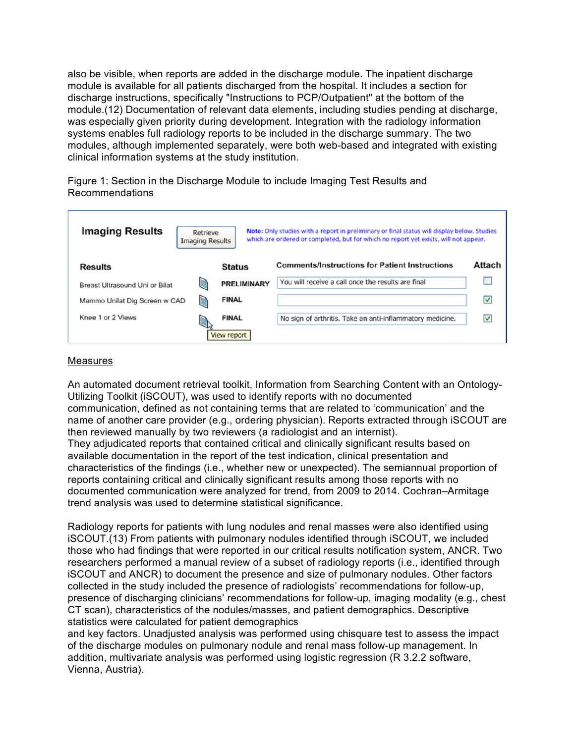also be visible, when reports are added in the discharge module. The inpatient discharge module is available for all patients discharged from the hospital. It includes a section for discharge instructions, specifically "Instructions to PCP/Outpatient" at the bottom of the module.(12) Documentation of relevant data elements, including studies pending at discharge, was especially given priority during development. Integration with the radiology information systems enables full radiology reports to be included in the discharge summary. The two modules, although implemented separately, were both web-based and integrated with existing clinical information systems at the study institution.

Figure 1: Section in the Discharge Module to include Imaging Test Results and Recommendations

**Imaging Results** [Retrieve Imaging Results]

**Note:** Only studies with a report in preliminary or final status will display below. Studies which are ordered or completed, but for which no report yet exists, will not appear.

| Results | Status | Comments/Instructions for Patient Instructions | Attach |
|---|---|---|---|
| Breast Ultrasound Uni or Bilat | PRELIMINARY | You will receive a call once the results are final | ☐ |
| Mammo Unilat Dig Screen w CAD | FINAL | | ☑ |
| Knee 1 or 2 Views | FINAL | No sign of arthritis. Take an anti-inflammatory medicine. | ☑ |

View report

<u>Measures</u>

An automated document retrieval toolkit, Information from Searching Content with an Ontology-Utilizing Toolkit (iSCOUT), was used to identify reports with no documented communication, defined as not containing terms that are related to 'communication' and the name of another care provider (e.g., ordering physician). Reports extracted through iSCOUT are then reviewed manually by two reviewers (a radiologist and an internist).
They adjudicated reports that contained critical and clinically significant results based on available documentation in the report of the test indication, clinical presentation and characteristics of the findings (i.e., whether new or unexpected). The semiannual proportion of reports containing critical and clinically significant results among those reports with no documented communication were analyzed for trend, from 2009 to 2014. Cochran–Armitage trend analysis was used to determine statistical significance.

Radiology reports for patients with lung nodules and renal masses were also identified using iSCOUT.(13) From patients with pulmonary nodules identified through iSCOUT, we included those who had findings that were reported in our critical results notification system, ANCR. Two researchers performed a manual review of a subset of radiology reports (i.e., identified through iSCOUT and ANCR) to document the presence and size of pulmonary nodules. Other factors collected in the study included the presence of radiologists' recommendations for follow-up, presence of discharging clinicians' recommendations for follow-up, imaging modality (e.g., chest CT scan), characteristics of the nodules/masses, and patient demographics. Descriptive statistics were calculated for patient demographics
and key factors. Unadjusted analysis was performed using chisquare test to assess the impact of the discharge modules on pulmonary nodule and renal mass follow-up management. In addition, multivariate analysis was performed using logistic regression (R 3.2.2 software, Vienna, Austria).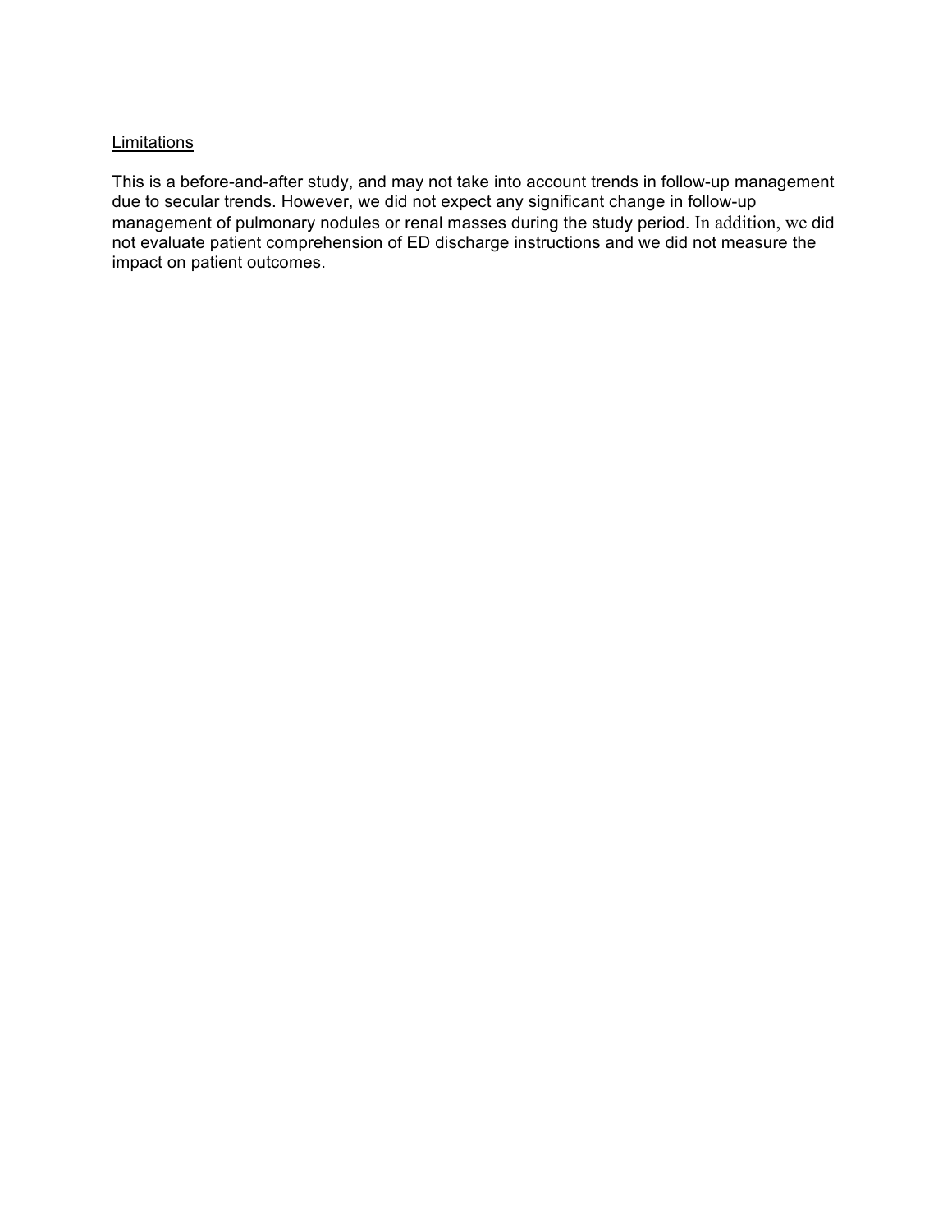## Limitations

This is a before-and-after study, and may not take into account trends in follow-up management due to secular trends. However, we did not expect any significant change in follow-up management of pulmonary nodules or renal masses during the study period. In addition, we did not evaluate patient comprehension of ED discharge instructions and we did not measure the impact on patient outcomes.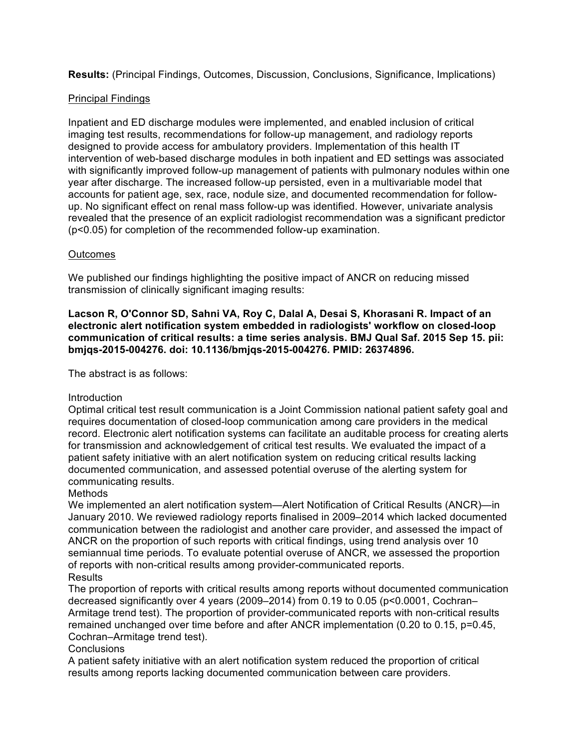**Results:** (Principal Findings, Outcomes, Discussion, Conclusions, Significance, Implications)

Principal Findings

Inpatient and ED discharge modules were implemented, and enabled inclusion of critical imaging test results, recommendations for follow-up management, and radiology reports designed to provide access for ambulatory providers. Implementation of this health IT intervention of web-based discharge modules in both inpatient and ED settings was associated with significantly improved follow-up management of patients with pulmonary nodules within one year after discharge. The increased follow-up persisted, even in a multivariable model that accounts for patient age, sex, race, nodule size, and documented recommendation for follow-up. No significant effect on renal mass follow-up was identified. However, univariate analysis revealed that the presence of an explicit radiologist recommendation was a significant predictor ($p<0.05$) for completion of the recommended follow-up examination.

Outcomes

We published our findings highlighting the positive impact of ANCR on reducing missed transmission of clinically significant imaging results:

**Lacson R, O'Connor SD, Sahni VA, Roy C, Dalal A, Desai S, Khorasani R. Impact of an electronic alert notification system embedded in radiologists' workflow on closed-loop communication of critical results: a time series analysis. BMJ Qual Saf. 2015 Sep 15. pii: bmjqs-2015-004276. doi: 10.1136/bmjqs-2015-004276. PMID: 26374896.**

The abstract is as follows:

Introduction
Optimal critical test result communication is a Joint Commission national patient safety goal and requires documentation of closed-loop communication among care providers in the medical record. Electronic alert notification systems can facilitate an auditable process for creating alerts for transmission and acknowledgement of critical test results. We evaluated the impact of a patient safety initiative with an alert notification system on reducing critical results lacking documented communication, and assessed potential overuse of the alerting system for communicating results.

Methods
We implemented an alert notification system—Alert Notification of Critical Results (ANCR)—in January 2010. We reviewed radiology reports finalised in 2009–2014 which lacked documented communication between the radiologist and another care provider, and assessed the impact of ANCR on the proportion of such reports with critical findings, using trend analysis over 10 semiannual time periods. To evaluate potential overuse of ANCR, we assessed the proportion of reports with non-critical results among provider-communicated reports.

Results
The proportion of reports with critical results among reports without documented communication decreased significantly over 4 years (2009–2014) from 0.19 to 0.05 ($p<0.0001$, Cochran–Armitage trend test). The proportion of provider-communicated reports with non-critical results remained unchanged over time before and after ANCR implementation (0.20 to 0.15, $p=0.45$, Cochran–Armitage trend test).

Conclusions
A patient safety initiative with an alert notification system reduced the proportion of critical results among reports lacking documented communication between care providers.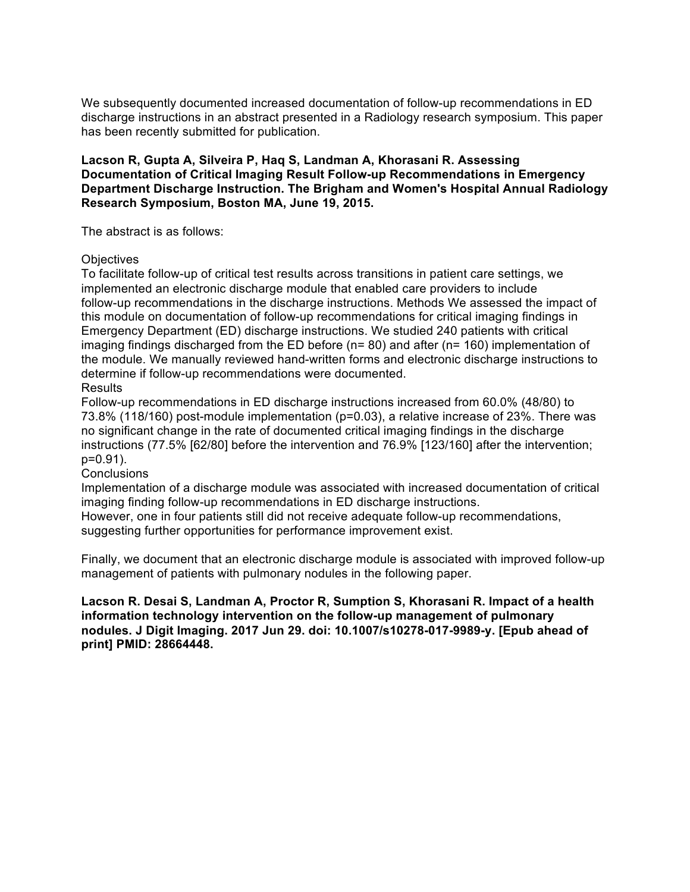We subsequently documented increased documentation of follow-up recommendations in ED discharge instructions in an abstract presented in a Radiology research symposium. This paper has been recently submitted for publication.

**Lacson R, Gupta A, Silveira P, Haq S, Landman A, Khorasani R. Assessing Documentation of Critical Imaging Result Follow-up Recommendations in Emergency Department Discharge Instruction. The Brigham and Women's Hospital Annual Radiology Research Symposium, Boston MA, June 19, 2015.**

The abstract is as follows:

Objectives
To facilitate follow-up of critical test results across transitions in patient care settings, we implemented an electronic discharge module that enabled care providers to include follow-up recommendations in the discharge instructions. Methods We assessed the impact of this module on documentation of follow-up recommendations for critical imaging findings in Emergency Department (ED) discharge instructions. We studied 240 patients with critical imaging findings discharged from the ED before (n= 80) and after (n= 160) implementation of the module. We manually reviewed hand-written forms and electronic discharge instructions to determine if follow-up recommendations were documented.
Results
Follow-up recommendations in ED discharge instructions increased from 60.0% (48/80) to 73.8% (118/160) post-module implementation ($p=0.03$), a relative increase of 23%. There was no significant change in the rate of documented critical imaging findings in the discharge instructions (77.5% [62/80] before the intervention and 76.9% [123/160] after the intervention; $p=0.91$).
Conclusions
Implementation of a discharge module was associated with increased documentation of critical imaging finding follow-up recommendations in ED discharge instructions.
However, one in four patients still did not receive adequate follow-up recommendations, suggesting further opportunities for performance improvement exist.

Finally, we document that an electronic discharge module is associated with improved follow-up management of patients with pulmonary nodules in the following paper.

**Lacson R. Desai S, Landman A, Proctor R, Sumption S, Khorasani R. Impact of a health information technology intervention on the follow-up management of pulmonary nodules. J Digit Imaging. 2017 Jun 29. doi: 10.1007/s10278-017-9989-y. [Epub ahead of print] PMID: 28664448.**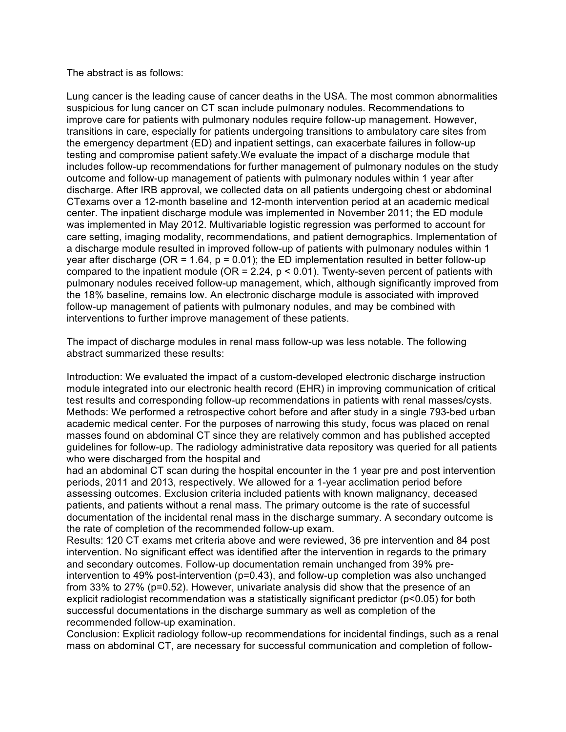The abstract is as follows:

Lung cancer is the leading cause of cancer deaths in the USA. The most common abnormalities suspicious for lung cancer on CT scan include pulmonary nodules. Recommendations to improve care for patients with pulmonary nodules require follow-up management. However, transitions in care, especially for patients undergoing transitions to ambulatory care sites from the emergency department (ED) and inpatient settings, can exacerbate failures in follow-up testing and compromise patient safety.We evaluate the impact of a discharge module that includes follow-up recommendations for further management of pulmonary nodules on the study outcome and follow-up management of patients with pulmonary nodules within 1 year after discharge. After IRB approval, we collected data on all patients undergoing chest or abdominal CTexams over a 12-month baseline and 12-month intervention period at an academic medical center. The inpatient discharge module was implemented in November 2011; the ED module was implemented in May 2012. Multivariable logistic regression was performed to account for care setting, imaging modality, recommendations, and patient demographics. Implementation of a discharge module resulted in improved follow-up of patients with pulmonary nodules within 1 year after discharge (OR = 1.64, $p = 0.01$); the ED implementation resulted in better follow-up compared to the inpatient module (OR = 2.24, $p < 0.01$). Twenty-seven percent of patients with pulmonary nodules received follow-up management, which, although significantly improved from the 18% baseline, remains low. An electronic discharge module is associated with improved follow-up management of patients with pulmonary nodules, and may be combined with interventions to further improve management of these patients.

The impact of discharge modules in renal mass follow-up was less notable. The following abstract summarized these results:

Introduction: We evaluated the impact of a custom-developed electronic discharge instruction module integrated into our electronic health record (EHR) in improving communication of critical test results and corresponding follow-up recommendations in patients with renal masses/cysts.
Methods: We performed a retrospective cohort before and after study in a single 793-bed urban academic medical center. For the purposes of narrowing this study, focus was placed on renal masses found on abdominal CT since they are relatively common and has published accepted guidelines for follow-up. The radiology administrative data repository was queried for all patients who were discharged from the hospital and
had an abdominal CT scan during the hospital encounter in the 1 year pre and post intervention periods, 2011 and 2013, respectively. We allowed for a 1-year acclimation period before assessing outcomes. Exclusion criteria included patients with known malignancy, deceased patients, and patients without a renal mass. The primary outcome is the rate of successful documentation of the incidental renal mass in the discharge summary. A secondary outcome is the rate of completion of the recommended follow-up exam.
Results: 120 CT exams met criteria above and were reviewed, 36 pre intervention and 84 post intervention. No significant effect was identified after the intervention in regards to the primary and secondary outcomes. Follow-up documentation remain unchanged from 39% pre-intervention to 49% post-intervention ($p=0.43$), and follow-up completion was also unchanged from 33% to 27% ($p=0.52$). However, univariate analysis did show that the presence of an explicit radiologist recommendation was a statistically significant predictor ($p<0.05$) for both successful documentations in the discharge summary as well as completion of the recommended follow-up examination.
Conclusion: Explicit radiology follow-up recommendations for incidental findings, such as a renal mass on abdominal CT, are necessary for successful communication and completion of follow-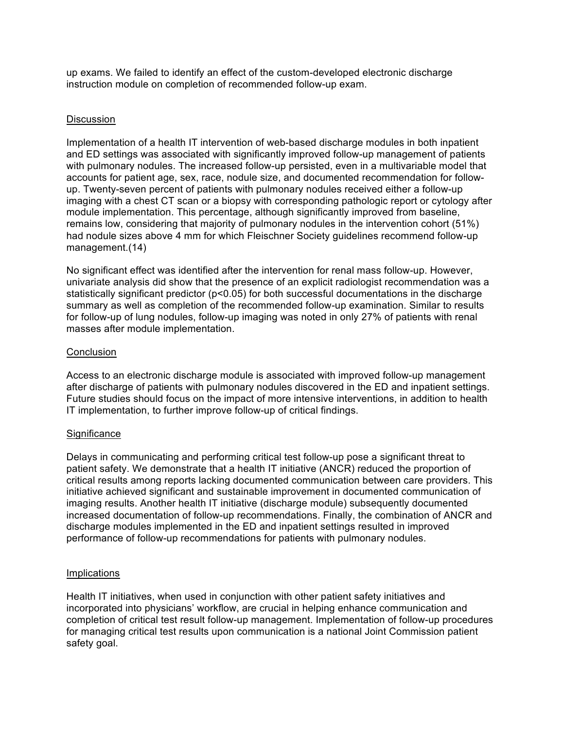up exams. We failed to identify an effect of the custom-developed electronic discharge instruction module on completion of recommended follow-up exam.

## Discussion

Implementation of a health IT intervention of web-based discharge modules in both inpatient and ED settings was associated with significantly improved follow-up management of patients with pulmonary nodules. The increased follow-up persisted, even in a multivariable model that accounts for patient age, sex, race, nodule size, and documented recommendation for follow-up. Twenty-seven percent of patients with pulmonary nodules received either a follow-up imaging with a chest CT scan or a biopsy with corresponding pathologic report or cytology after module implementation. This percentage, although significantly improved from baseline, remains low, considering that majority of pulmonary nodules in the intervention cohort (51%) had nodule sizes above 4 mm for which Fleischner Society guidelines recommend follow-up management.(14)

No significant effect was identified after the intervention for renal mass follow-up. However, univariate analysis did show that the presence of an explicit radiologist recommendation was a statistically significant predictor ($p<0.05$) for both successful documentations in the discharge summary as well as completion of the recommended follow-up examination. Similar to results for follow-up of lung nodules, follow-up imaging was noted in only 27% of patients with renal masses after module implementation.

## Conclusion

Access to an electronic discharge module is associated with improved follow-up management after discharge of patients with pulmonary nodules discovered in the ED and inpatient settings. Future studies should focus on the impact of more intensive interventions, in addition to health IT implementation, to further improve follow-up of critical findings.

## Significance

Delays in communicating and performing critical test follow-up pose a significant threat to patient safety. We demonstrate that a health IT initiative (ANCR) reduced the proportion of critical results among reports lacking documented communication between care providers. This initiative achieved significant and sustainable improvement in documented communication of imaging results. Another health IT initiative (discharge module) subsequently documented increased documentation of follow-up recommendations. Finally, the combination of ANCR and discharge modules implemented in the ED and inpatient settings resulted in improved performance of follow-up recommendations for patients with pulmonary nodules.

## Implications

Health IT initiatives, when used in conjunction with other patient safety initiatives and incorporated into physicians' workflow, are crucial in helping enhance communication and completion of critical test result follow-up management. Implementation of follow-up procedures for managing critical test results upon communication is a national Joint Commission patient safety goal.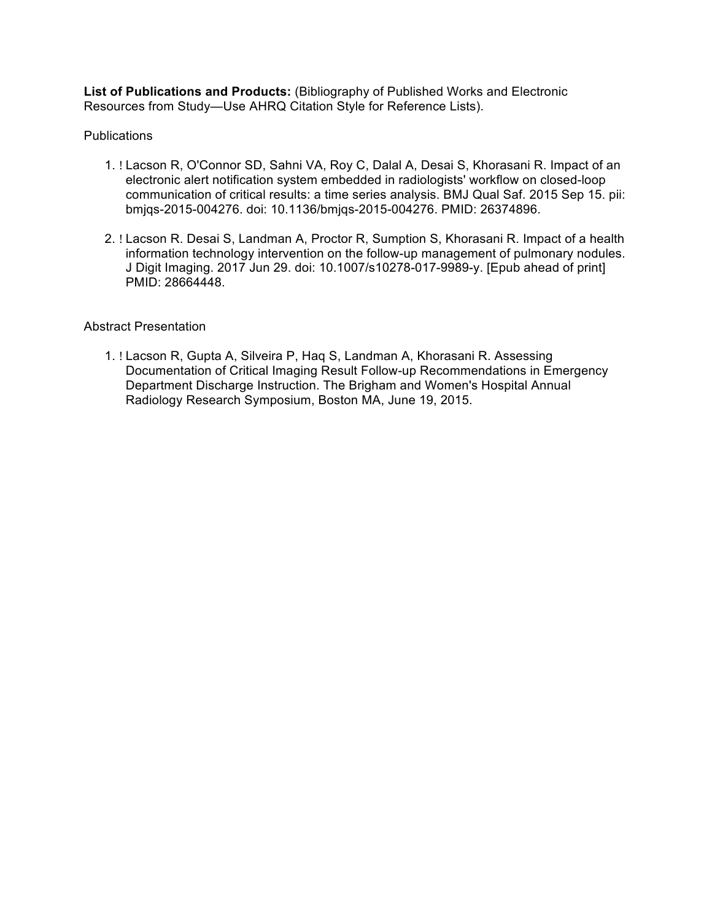**List of Publications and Products:** (Bibliography of Published Works and Electronic Resources from Study—Use AHRQ Citation Style for Reference Lists).

Publications

1. ! Lacson R, O'Connor SD, Sahni VA, Roy C, Dalal A, Desai S, Khorasani R. Impact of an electronic alert notification system embedded in radiologists' workflow on closed-loop communication of critical results: a time series analysis. BMJ Qual Saf. 2015 Sep 15. pii: bmjqs-2015-004276. doi: 10.1136/bmjqs-2015-004276. PMID: 26374896.

2. ! Lacson R. Desai S, Landman A, Proctor R, Sumption S, Khorasani R. Impact of a health information technology intervention on the follow-up management of pulmonary nodules. J Digit Imaging. 2017 Jun 29. doi: 10.1007/s10278-017-9989-y. [Epub ahead of print] PMID: 28664448.

Abstract Presentation

1. ! Lacson R, Gupta A, Silveira P, Haq S, Landman A, Khorasani R. Assessing Documentation of Critical Imaging Result Follow-up Recommendations in Emergency Department Discharge Instruction. The Brigham and Women's Hospital Annual Radiology Research Symposium, Boston MA, June 19, 2015.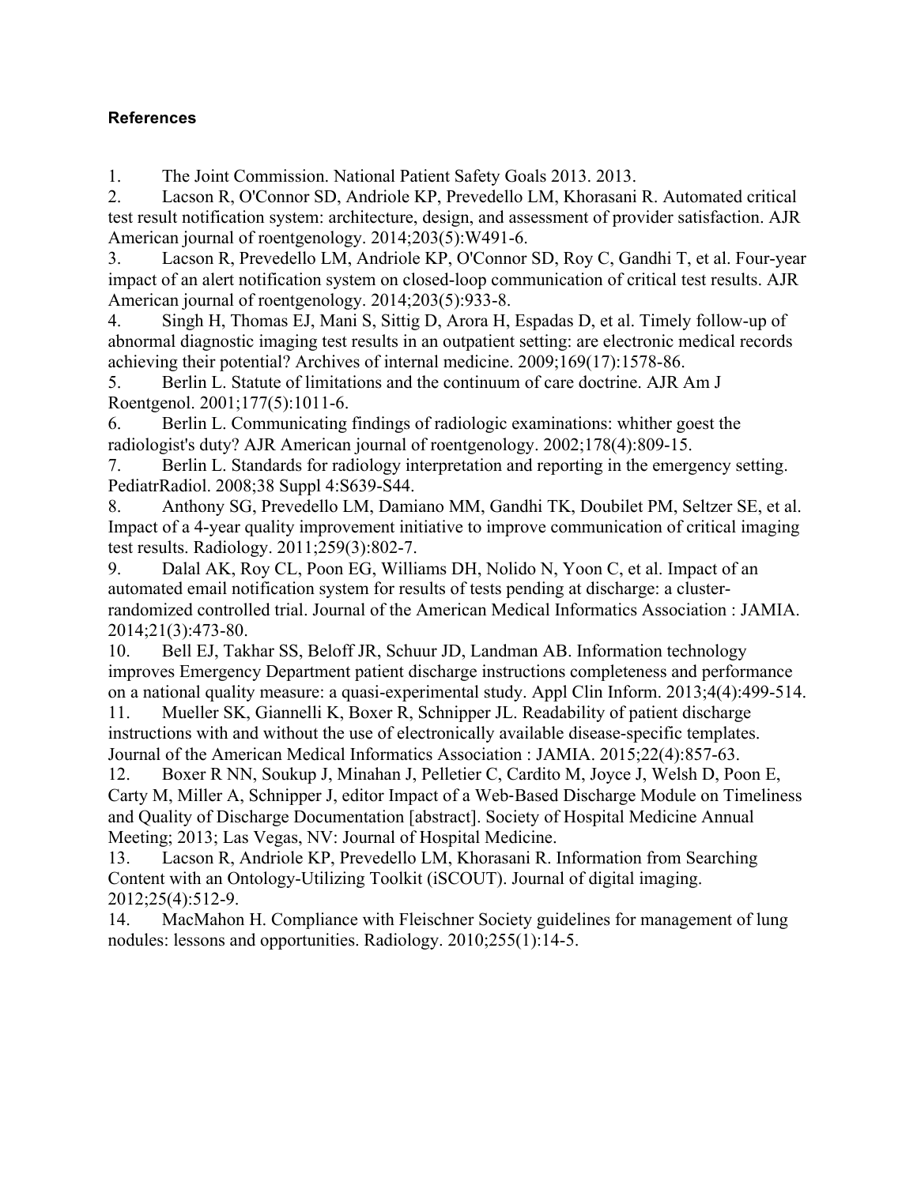**References**

1. The Joint Commission. National Patient Safety Goals 2013. 2013.
2. Lacson R, O'Connor SD, Andriole KP, Prevedello LM, Khorasani R. Automated critical test result notification system: architecture, design, and assessment of provider satisfaction. AJR American journal of roentgenology. 2014;203(5):W491-6.
3. Lacson R, Prevedello LM, Andriole KP, O'Connor SD, Roy C, Gandhi T, et al. Four-year impact of an alert notification system on closed-loop communication of critical test results. AJR American journal of roentgenology. 2014;203(5):933-8.
4. Singh H, Thomas EJ, Mani S, Sittig D, Arora H, Espadas D, et al. Timely follow-up of abnormal diagnostic imaging test results in an outpatient setting: are electronic medical records achieving their potential? Archives of internal medicine. 2009;169(17):1578-86.
5. Berlin L. Statute of limitations and the continuum of care doctrine. AJR Am J Roentgenol. 2001;177(5):1011-6.
6. Berlin L. Communicating findings of radiologic examinations: whither goest the radiologist's duty? AJR American journal of roentgenology. 2002;178(4):809-15.
7. Berlin L. Standards for radiology interpretation and reporting in the emergency setting. PediatrRadiol. 2008;38 Suppl 4:S639-S44.
8. Anthony SG, Prevedello LM, Damiano MM, Gandhi TK, Doubilet PM, Seltzer SE, et al. Impact of a 4-year quality improvement initiative to improve communication of critical imaging test results. Radiology. 2011;259(3):802-7.
9. Dalal AK, Roy CL, Poon EG, Williams DH, Nolido N, Yoon C, et al. Impact of an automated email notification system for results of tests pending at discharge: a cluster-randomized controlled trial. Journal of the American Medical Informatics Association : JAMIA. 2014;21(3):473-80.
10. Bell EJ, Takhar SS, Beloff JR, Schuur JD, Landman AB. Information technology improves Emergency Department patient discharge instructions completeness and performance on a national quality measure: a quasi-experimental study. Appl Clin Inform. 2013;4(4):499-514.
11. Mueller SK, Giannelli K, Boxer R, Schnipper JL. Readability of patient discharge instructions with and without the use of electronically available disease-specific templates. Journal of the American Medical Informatics Association : JAMIA. 2015;22(4):857-63.
12. Boxer R NN, Soukup J, Minahan J, Pelletier C, Cardito M, Joyce J, Welsh D, Poon E, Carty M, Miller A, Schnipper J, editor Impact of a Web-Based Discharge Module on Timeliness and Quality of Discharge Documentation [abstract]. Society of Hospital Medicine Annual Meeting; 2013; Las Vegas, NV: Journal of Hospital Medicine.
13. Lacson R, Andriole KP, Prevedello LM, Khorasani R. Information from Searching Content with an Ontology-Utilizing Toolkit (iSCOUT). Journal of digital imaging. 2012;25(4):512-9.
14. MacMahon H. Compliance with Fleischner Society guidelines for management of lung nodules: lessons and opportunities. Radiology. 2010;255(1):14-5.